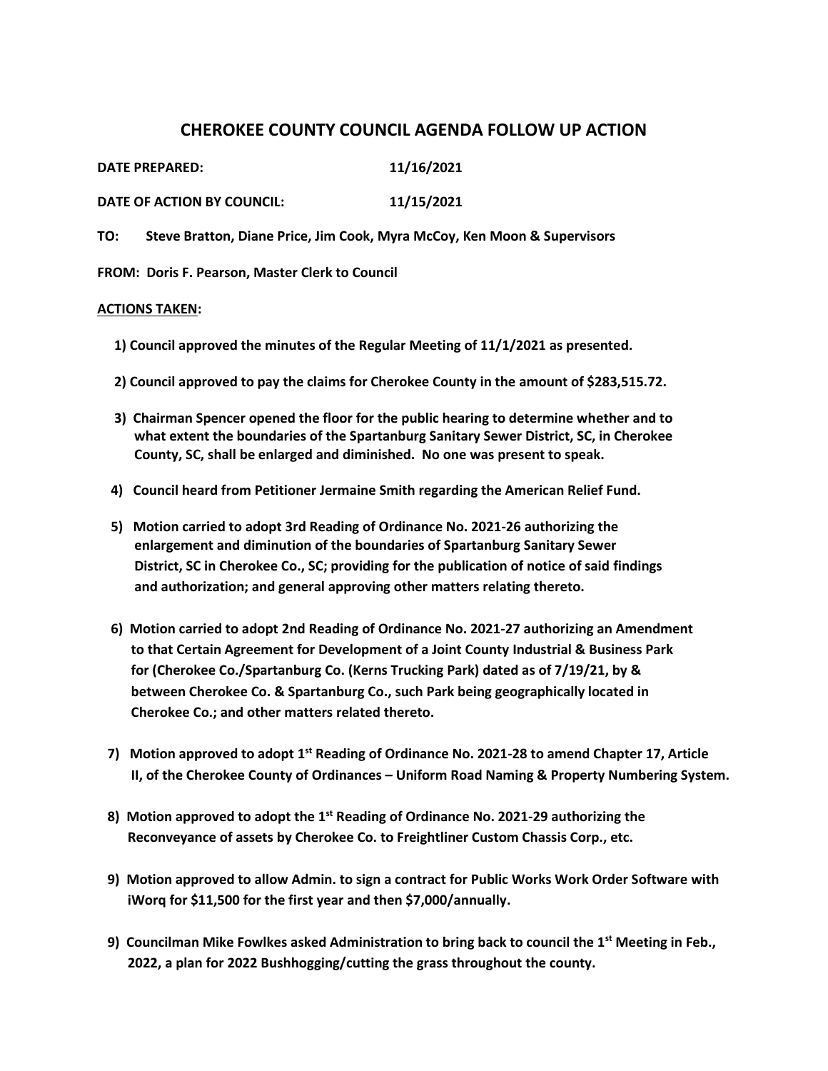# CHEROKEE COUNTY COUNCIL AGENDA FOLLOW UP ACTION

**DATE PREPARED:** **11/16/2021**

**DATE OF ACTION BY COUNCIL:** **11/15/2021**

**TO:** **Steve Bratton, Diane Price, Jim Cook, Myra McCoy, Ken Moon & Supervisors**

**FROM: Doris F. Pearson, Master Clerk to Council**

**ACTIONS TAKEN:**

**1) Council approved the minutes of the Regular Meeting of 11/1/2021 as presented.**

**2) Council approved to pay the claims for Cherokee County in the amount of $283,515.72.**

**3) Chairman Spencer opened the floor for the public hearing to determine whether and to what extent the boundaries of the Spartanburg Sanitary Sewer District, SC, in Cherokee County, SC, shall be enlarged and diminished. No one was present to speak.**

**4) Council heard from Petitioner Jermaine Smith regarding the American Relief Fund.**

**5) Motion carried to adopt 3rd Reading of Ordinance No. 2021-26 authorizing the enlargement and diminution of the boundaries of Spartanburg Sanitary Sewer District, SC in Cherokee Co., SC; providing for the publication of notice of said findings and authorization; and general approving other matters relating thereto.**

**6) Motion carried to adopt 2nd Reading of Ordinance No. 2021-27 authorizing an Amendment to that Certain Agreement for Development of a Joint County Industrial & Business Park for (Cherokee Co./Spartanburg Co. (Kerns Trucking Park) dated as of 7/19/21, by & between Cherokee Co. & Spartanburg Co., such Park being geographically located in Cherokee Co.; and other matters related thereto.**

**7) Motion approved to adopt 1st Reading of Ordinance No. 2021-28 to amend Chapter 17, Article II, of the Cherokee County of Ordinances – Uniform Road Naming & Property Numbering System.**

**8) Motion approved to adopt the 1st Reading of Ordinance No. 2021-29 authorizing the Reconveyance of assets by Cherokee Co. to Freightliner Custom Chassis Corp., etc.**

**9) Motion approved to allow Admin. to sign a contract for Public Works Work Order Software with iWorq for $11,500 for the first year and then $7,000/annually.**

**9) Councilman Mike Fowlkes asked Administration to bring back to council the 1st Meeting in Feb., 2022, a plan for 2022 Bushhogging/cutting the grass throughout the county.**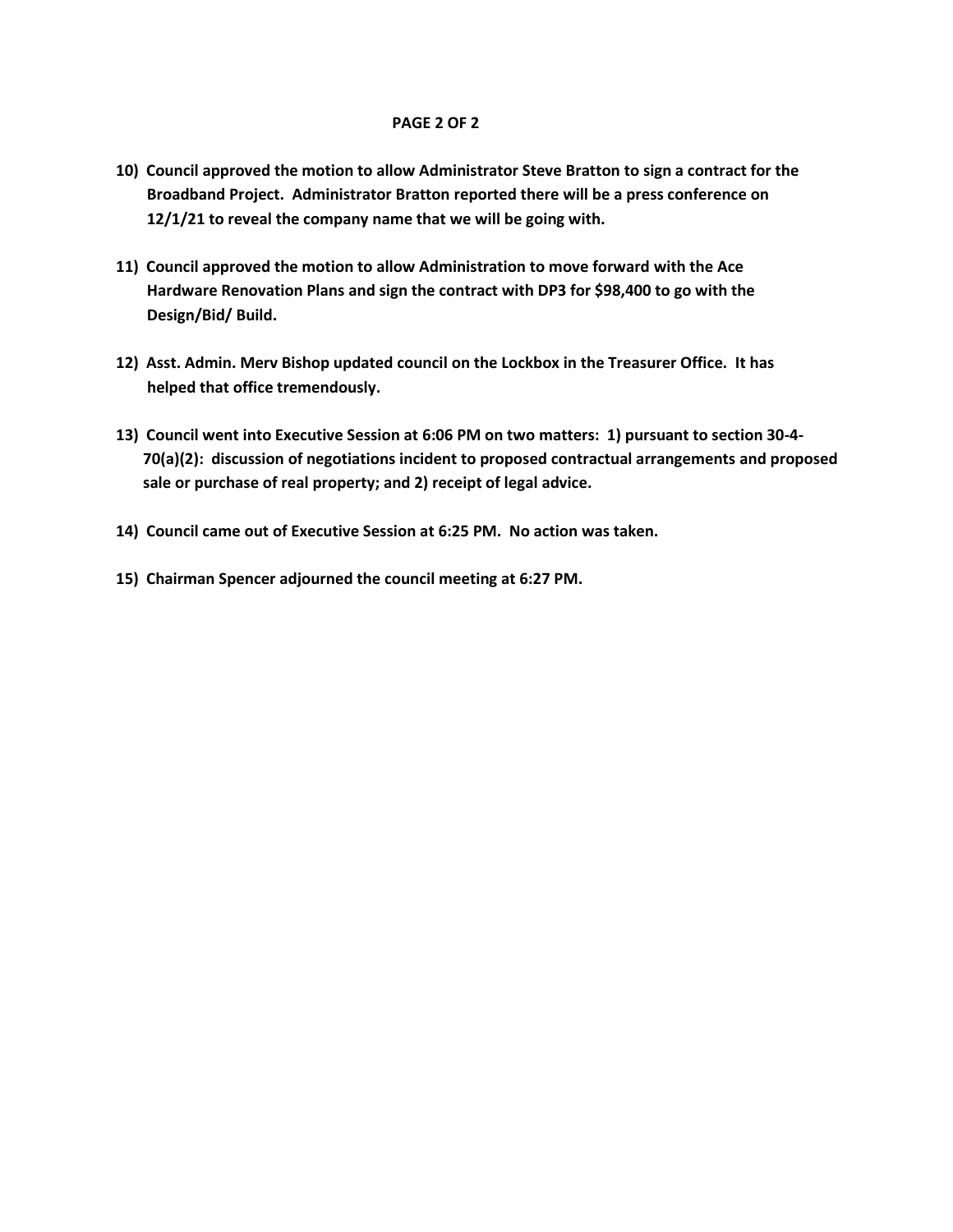10) **Council approved the motion to allow Administrator Steve Bratton to sign a contract for the Broadband Project. Administrator Bratton reported there will be a press conference on 12/1/21 to reveal the company name that we will be going with.**

11) **Council approved the motion to allow Administration to move forward with the Ace Hardware Renovation Plans and sign the contract with DP3 for $98,400 to go with the Design/Bid/ Build.**

12) **Asst. Admin. Merv Bishop updated council on the Lockbox in the Treasurer Office. It has helped that office tremendously.**

13) **Council went into Executive Session at 6:06 PM on two matters: 1) pursuant to section 30-4-70(a)(2): discussion of negotiations incident to proposed contractual arrangements and proposed sale or purchase of real property; and 2) receipt of legal advice.**

14) **Council came out of Executive Session at 6:25 PM. No action was taken.**

15) **Chairman Spencer adjourned the council meeting at 6:27 PM.**